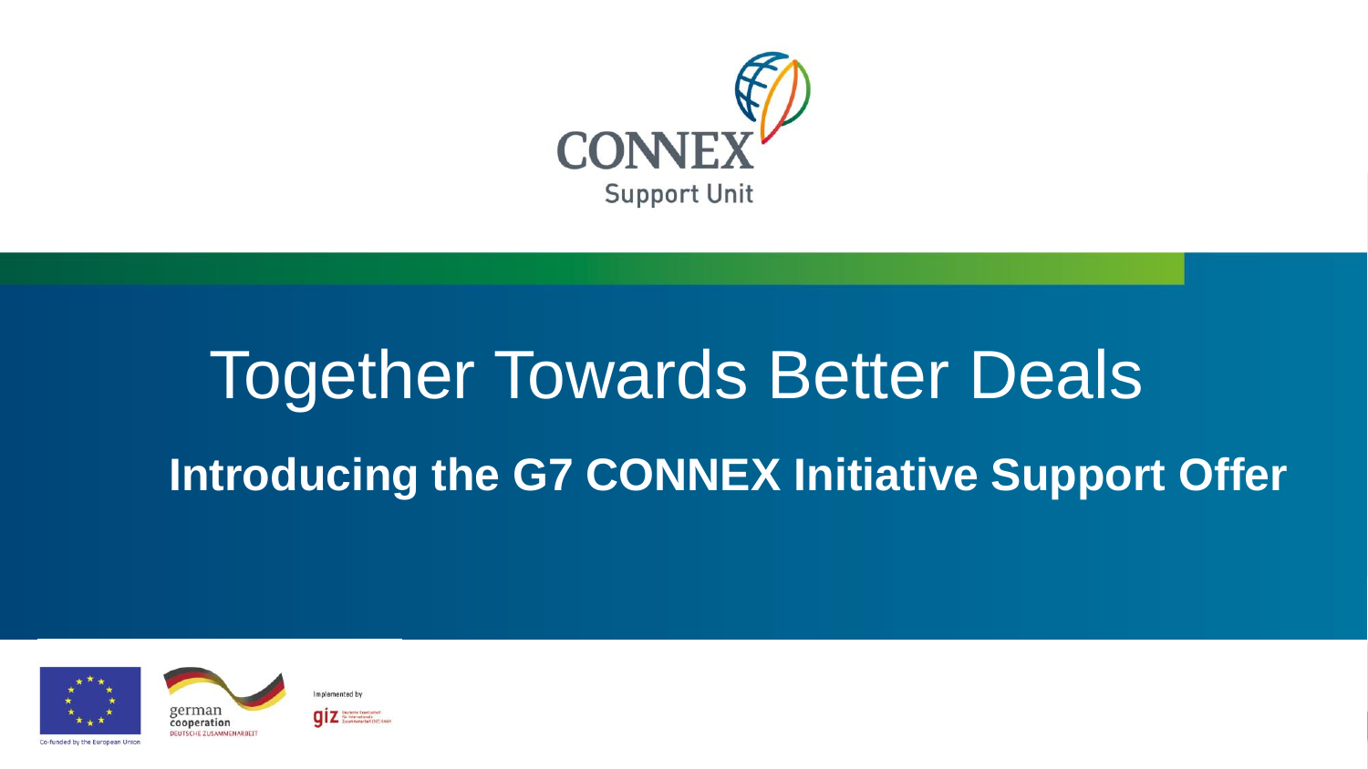CONNEX
Support Unit

# Together Towards Better Deals

## Introducing the G7 CONNEX Initiative Support Offer

Co-funded by the European Union

german cooperation
DEUTSCHE ZUSAMMENARBEIT

Implemented by
giz Deutsche Gesellschaft für Internationale Zusammenarbeit (GIZ) GmbH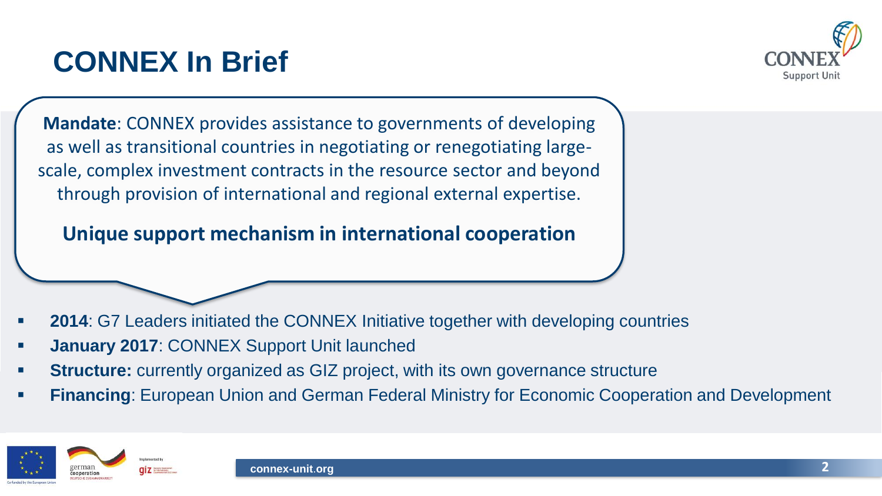# CONNEX In Brief

**Mandate**: CONNEX provides assistance to governments of developing as well as transitional countries in negotiating or renegotiating large-scale, complex investment contracts in the resource sector and beyond through provision of international and regional external expertise.

**Unique support mechanism in international cooperation**

- **2014**: G7 Leaders initiated the CONNEX Initiative together with developing countries
- **January 2017**: CONNEX Support Unit launched
- **Structure:** currently organized as GIZ project, with its own governance structure
- **Financing**: European Union and German Federal Ministry for Economic Cooperation and Development

connex-unit.org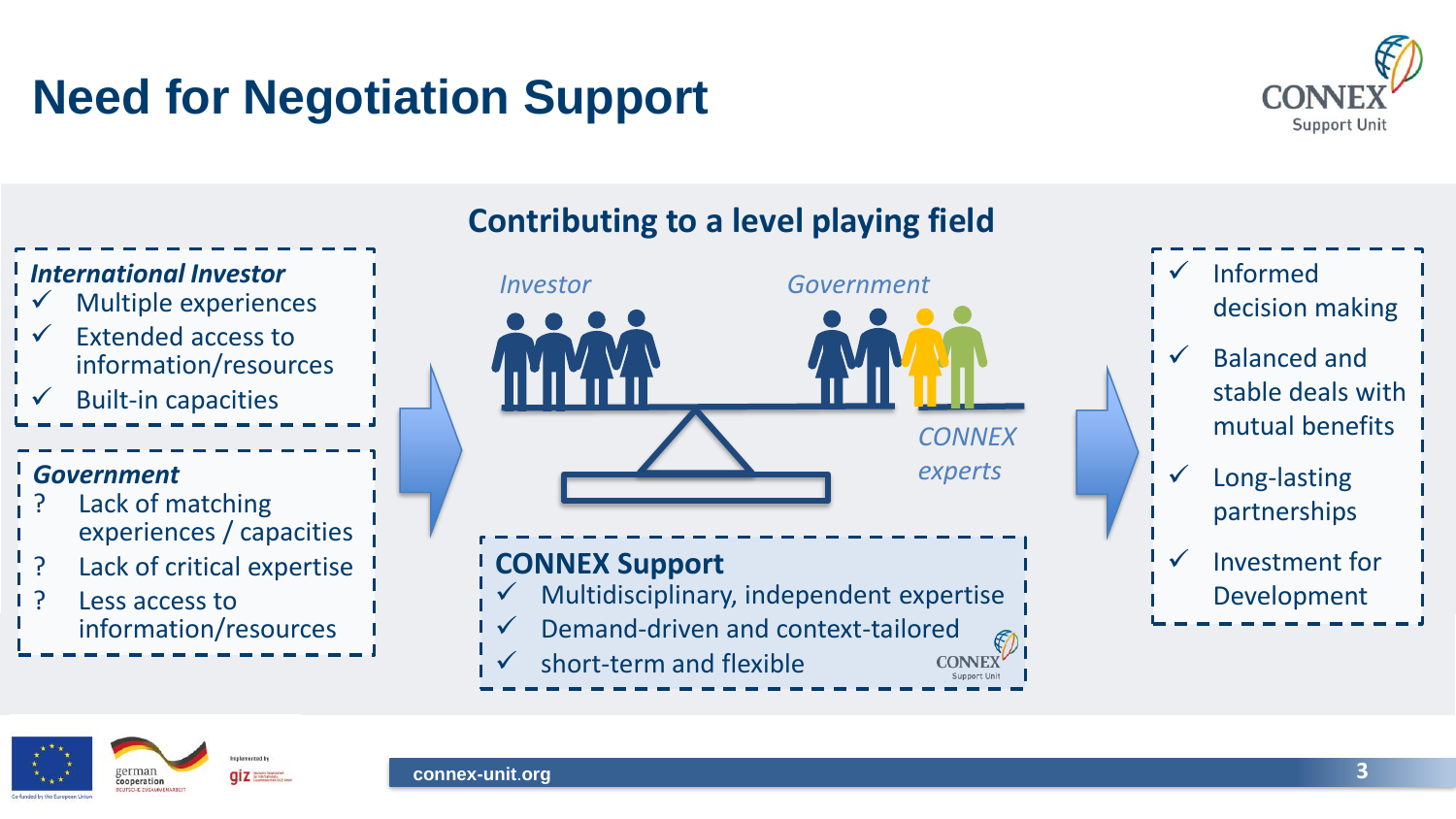# Need for Negotiation Support

## Contributing to a level playing field

***International Investor***

- ✓ Multiple experiences
- ✓ Extended access to information/resources
- ✓ Built-in capacities

***Government***

- ? Lack of matching experiences / capacities
- ? Lack of critical expertise
- ? Less access to information/resources

*Investor* — *Government*

*CONNEX experts*

**CONNEX Support**

- ✓ Multidisciplinary, independent expertise
- ✓ Demand-driven and context-tailored
- ✓ short-term and flexible

- ✓ Informed decision making
- ✓ Balanced and stable deals with mutual benefits
- ✓ Long-lasting partnerships
- ✓ Investment for Development

connex-unit.org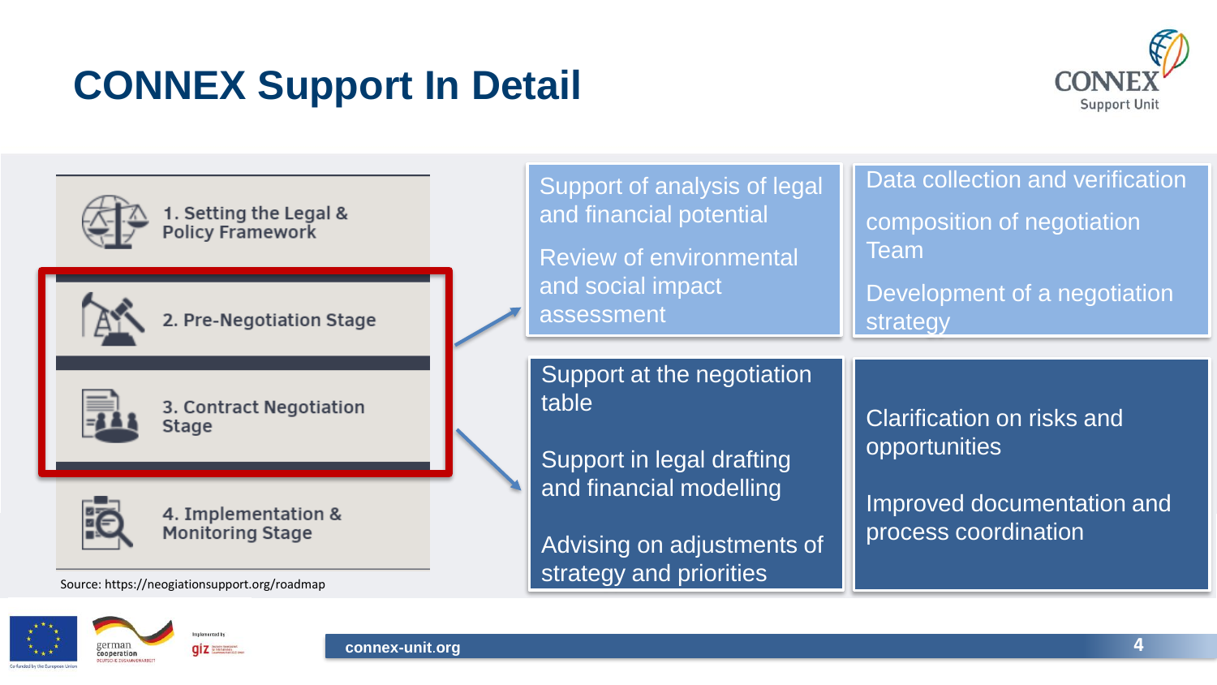# CONNEX Support In Detail

CONNEX Support Unit

1. Setting the Legal & Policy Framework
2. Pre-Negotiation Stage
3. Contract Negotiation Stage
4. Implementation & Monitoring Stage

Source: https://neogiationsupport.org/roadmap

**Pre-Negotiation Stage:**

- Support of analysis of legal and financial potential
- Review of environmental and social impact assessment
- Data collection and verification
- composition of negotiation Team
- Development of a negotiation strategy

**Contract Negotiation Stage:**

- Support at the negotiation table
- Support in legal drafting and financial modelling
- Advising on adjustments of strategy and priorities
- Clarification on risks and opportunities
- Improved documentation and process coordination

connex-unit.org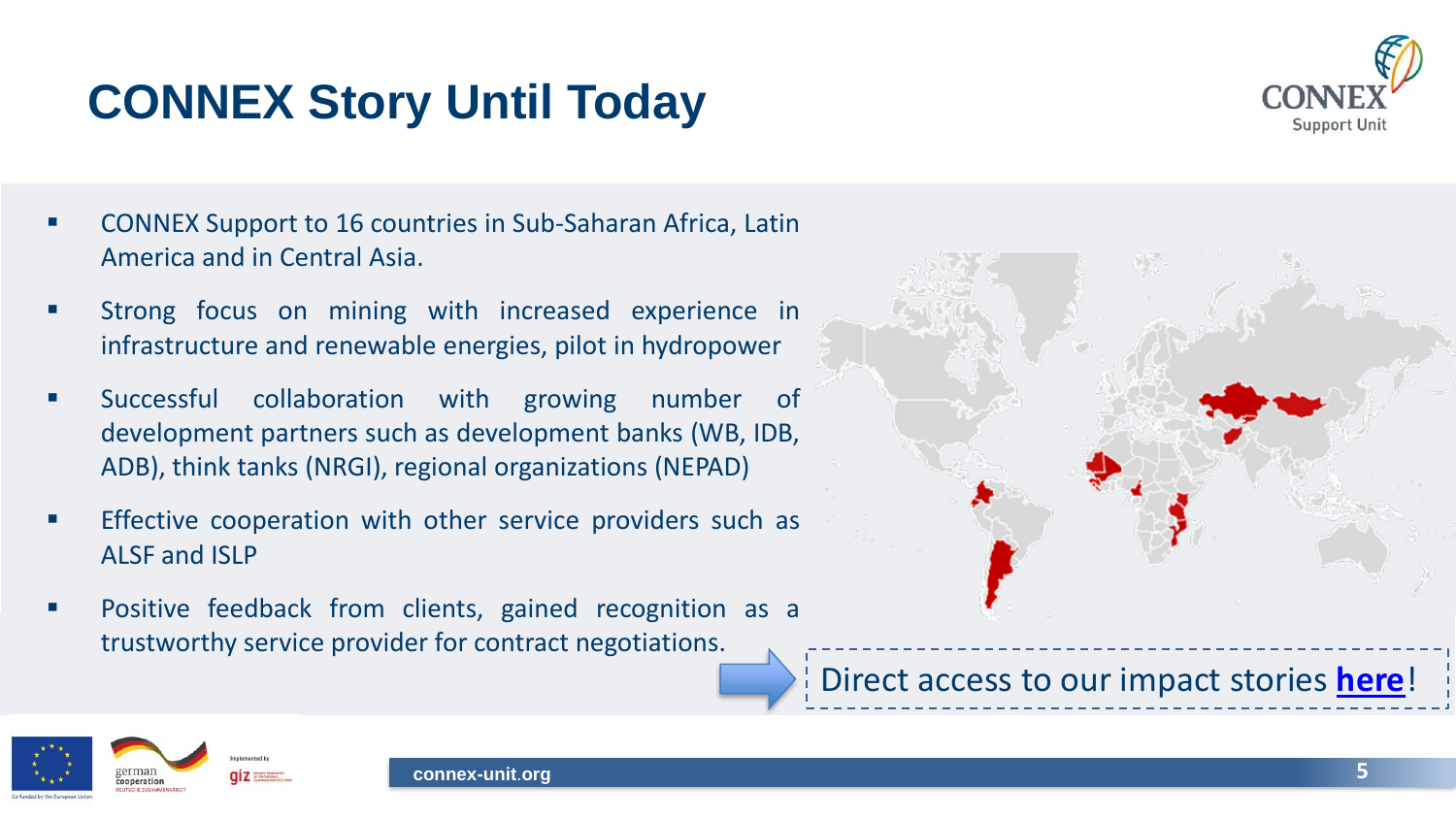# CONNEX Story Until Today

- CONNEX Support to 16 countries in Sub-Saharan Africa, Latin America and in Central Asia.
- Strong focus on mining with increased experience in infrastructure and renewable energies, pilot in hydropower
- Successful collaboration with growing number of development partners such as development banks (WB, IDB, ADB), think tanks (NRGI), regional organizations (NEPAD)
- Effective cooperation with other service providers such as ALSF and ISLP
- Positive feedback from clients, gained recognition as a trustworthy service provider for contract negotiations.

Direct access to our impact stories **here**!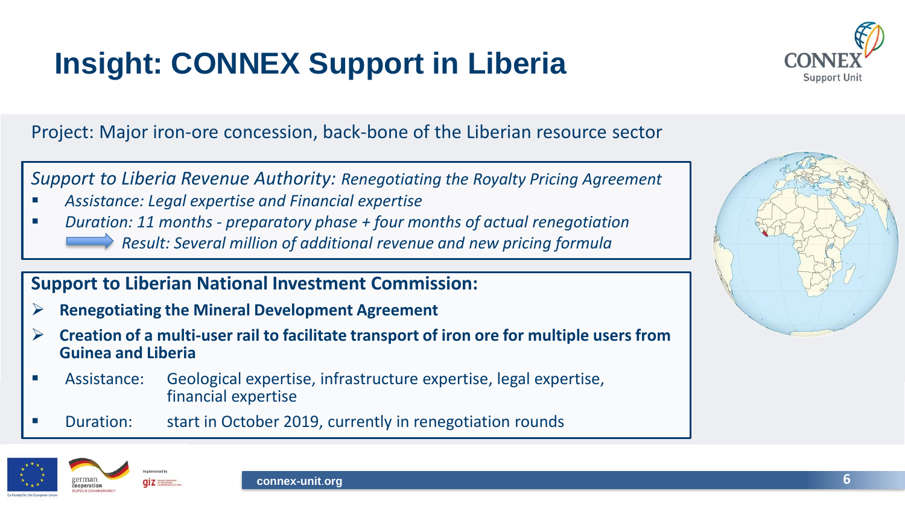# Insight: CONNEX Support in Liberia

Project: Major iron-ore concession, back-bone of the Liberian resource sector

*Support to Liberia Revenue Authority: Renegotiating the Royalty Pricing Agreement*

- *Assistance: Legal expertise and Financial expertise*
- *Duration: 11 months - preparatory phase + four months of actual renegotiation*

→ *Result: Several million of additional revenue and new pricing formula*

**Support to Liberian National Investment Commission:**

- **Renegotiating the Mineral Development Agreement**
- **Creation of a multi-user rail to facilitate transport of iron ore for multiple users from Guinea and Liberia**
- Assistance: Geological expertise, infrastructure expertise, legal expertise, financial expertise
- Duration: start in October 2019, currently in renegotiation rounds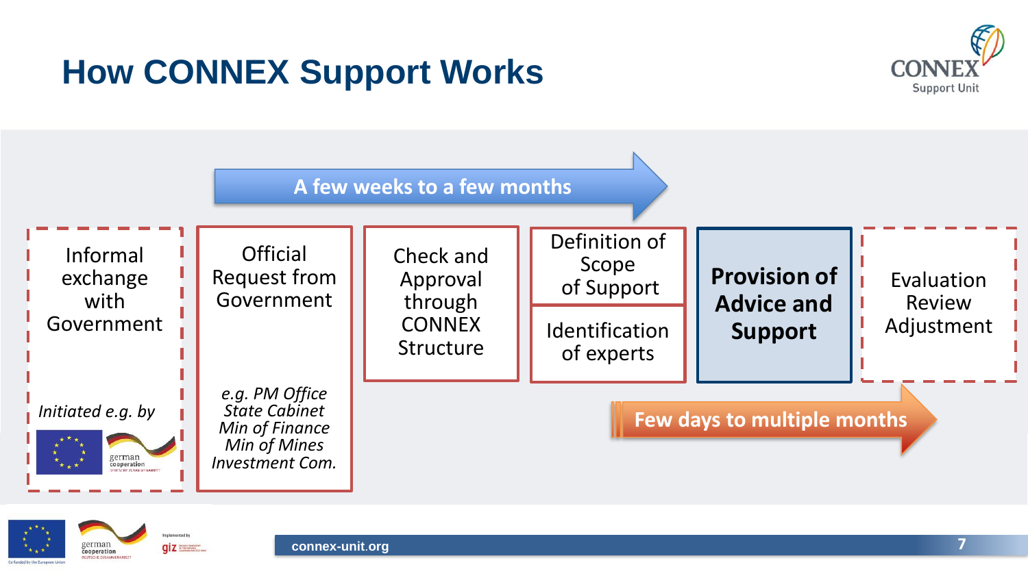# How CONNEX Support Works

**A few weeks to a few months**

- Informal exchange with Government
  - *Initiated e.g. by* EU / german cooperation
- Official Request from Government
  - *e.g. PM Office, State Cabinet, Min of Finance, Min of Mines, Investment Com.*
- Check and Approval through CONNEX Structure
- Definition of Scope of Support
- Identification of experts
- **Provision of Advice and Support**
- Evaluation Review Adjustment

**Few days to multiple months**

connex-unit.org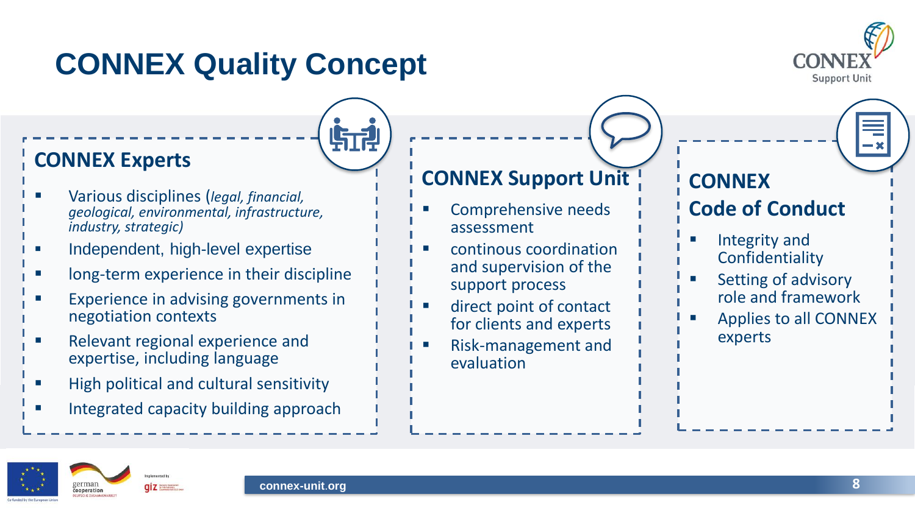# CONNEX Quality Concept

## CONNEX Experts

- Various disciplines (*legal, financial, geological, environmental, infrastructure, industry, strategic)*
- Independent, high-level expertise
- long-term experience in their discipline
- Experience in advising governments in negotiation contexts
- Relevant regional experience and expertise, including language
- High political and cultural sensitivity
- Integrated capacity building approach

## CONNEX Support Unit

- Comprehensive needs assessment
- continous coordination and supervision of the support process
- direct point of contact for clients and experts
- Risk-management and evaluation

## CONNEX Code of Conduct

- Integrity and Confidentiality
- Setting of advisory role and framework
- Applies to all CONNEX experts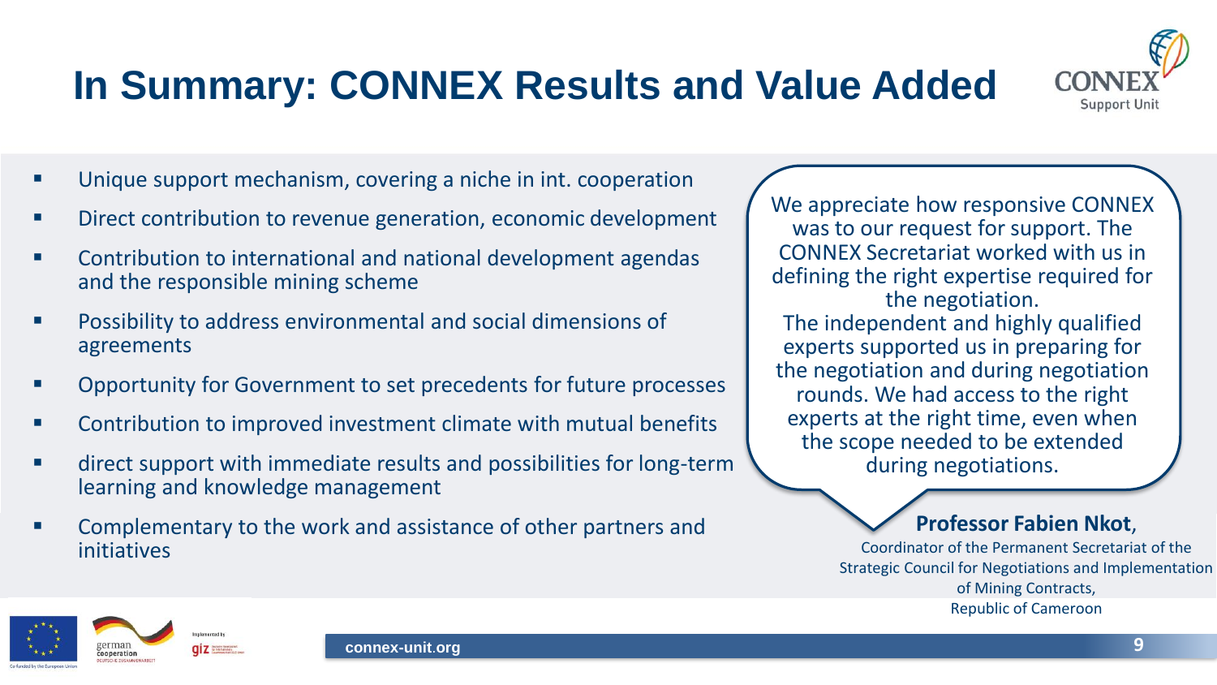# In Summary: CONNEX Results and Value Added

- Unique support mechanism, covering a niche in int. cooperation
- Direct contribution to revenue generation, economic development
- Contribution to international and national development agendas and the responsible mining scheme
- Possibility to address environmental and social dimensions of agreements
- Opportunity for Government to set precedents for future processes
- Contribution to improved investment climate with mutual benefits
- direct support with immediate results and possibilities for long-term learning and knowledge management
- Complementary to the work and assistance of other partners and initiatives

> We appreciate how responsive CONNEX was to our request for support. The CONNEX Secretariat worked with us in defining the right expertise required for the negotiation.
> The independent and highly qualified experts supported us in preparing for the negotiation and during negotiation rounds. We had access to the right experts at the right time, even when the scope needed to be extended during negotiations.

**Professor Fabien Nkot**,
Coordinator of the Permanent Secretariat of the Strategic Council for Negotiations and Implementation of Mining Contracts,
Republic of Cameroon

connex-unit.org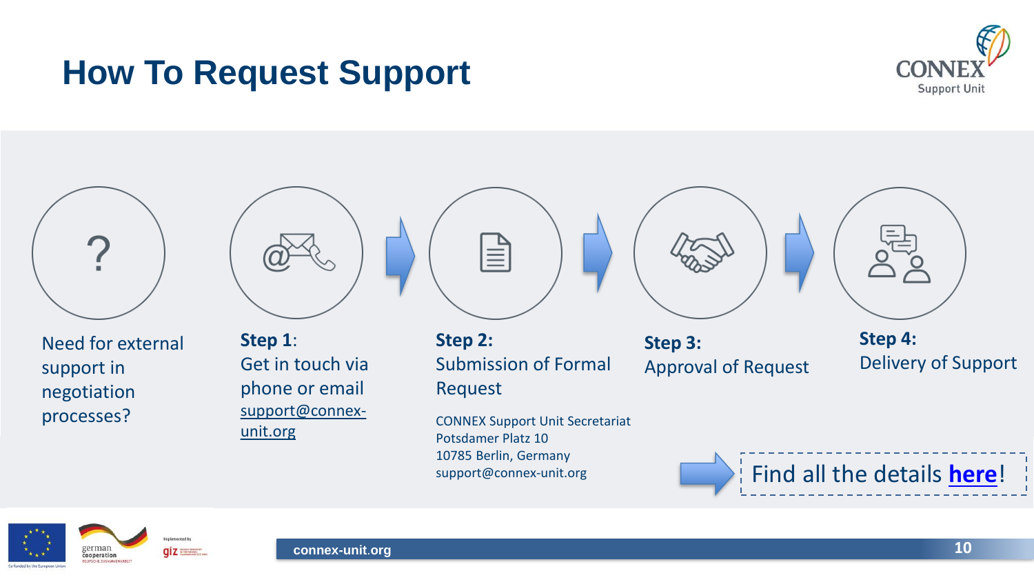# How To Request Support

Need for external support in negotiation processes?

**Step 1:**
Get in touch via phone or email
support@connex-unit.org

**Step 2:**
Submission of Formal Request

CONNEX Support Unit Secretariat
Potsdamer Platz 10
10785 Berlin, Germany
support@connex-unit.org

**Step 3:**
Approval of Request

**Step 4:**
Delivery of Support

Find all the details **here**!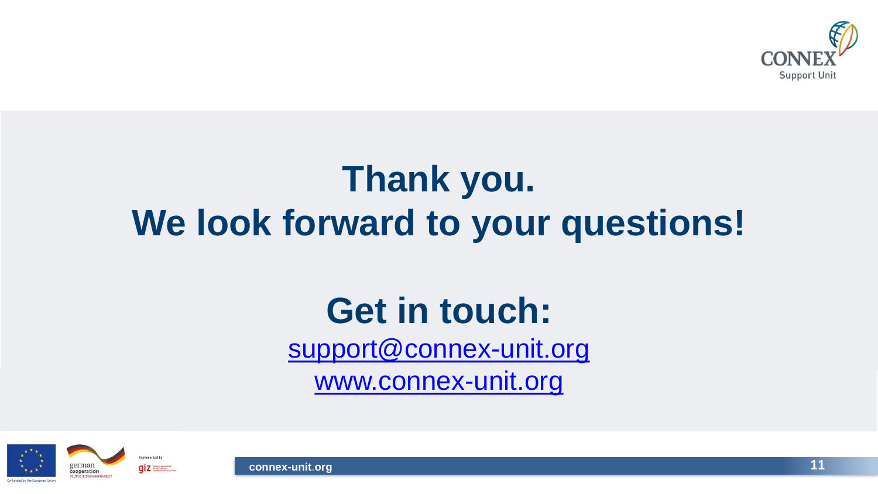# Thank you.
# We look forward to your questions!

## Get in touch:

support@connex-unit.org

www.connex-unit.org